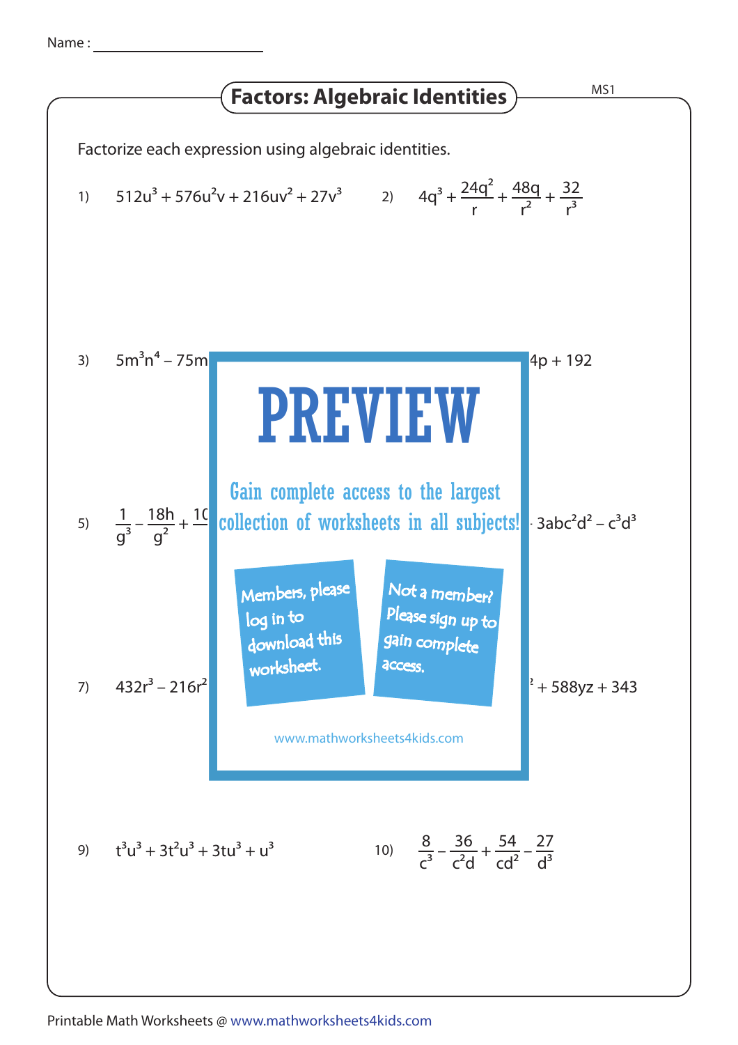Name : ____________________

# Factors: Algebraic Identities

MS1

Factorize each expression using algebraic identities.

1) $512u^3 + 576u^2v + 216uv^2 + 27v^3$

2) $4q^3 + \frac{24q^2}{r} + \frac{48q}{r^2} + \frac{32}{r^3}$

3) $5m^3n^4 - 75m$ ... $4p + 192$

PREVIEW

Gain complete access to the largest collection of worksheets in all subjects!

Members, please log in to download this worksheet.

Not a member? Please sign up to gain complete access.

www.mathworksheets4kids.com

5) $\frac{1}{g^3} - \frac{18h}{g^2} + 1$ ... $3abc^2d^2 - c^3d^3$

7) $432r^3 - 216r^2$ ... $+ 588yz + 343$

9) $t^3u^3 + 3t^2u^3 + 3tu^3 + u^3$

10) $\frac{8}{c^3} - \frac{36}{c^2d} + \frac{54}{cd^2} - \frac{27}{d^3}$

Printable Math Worksheets @ www.mathworksheets4kids.com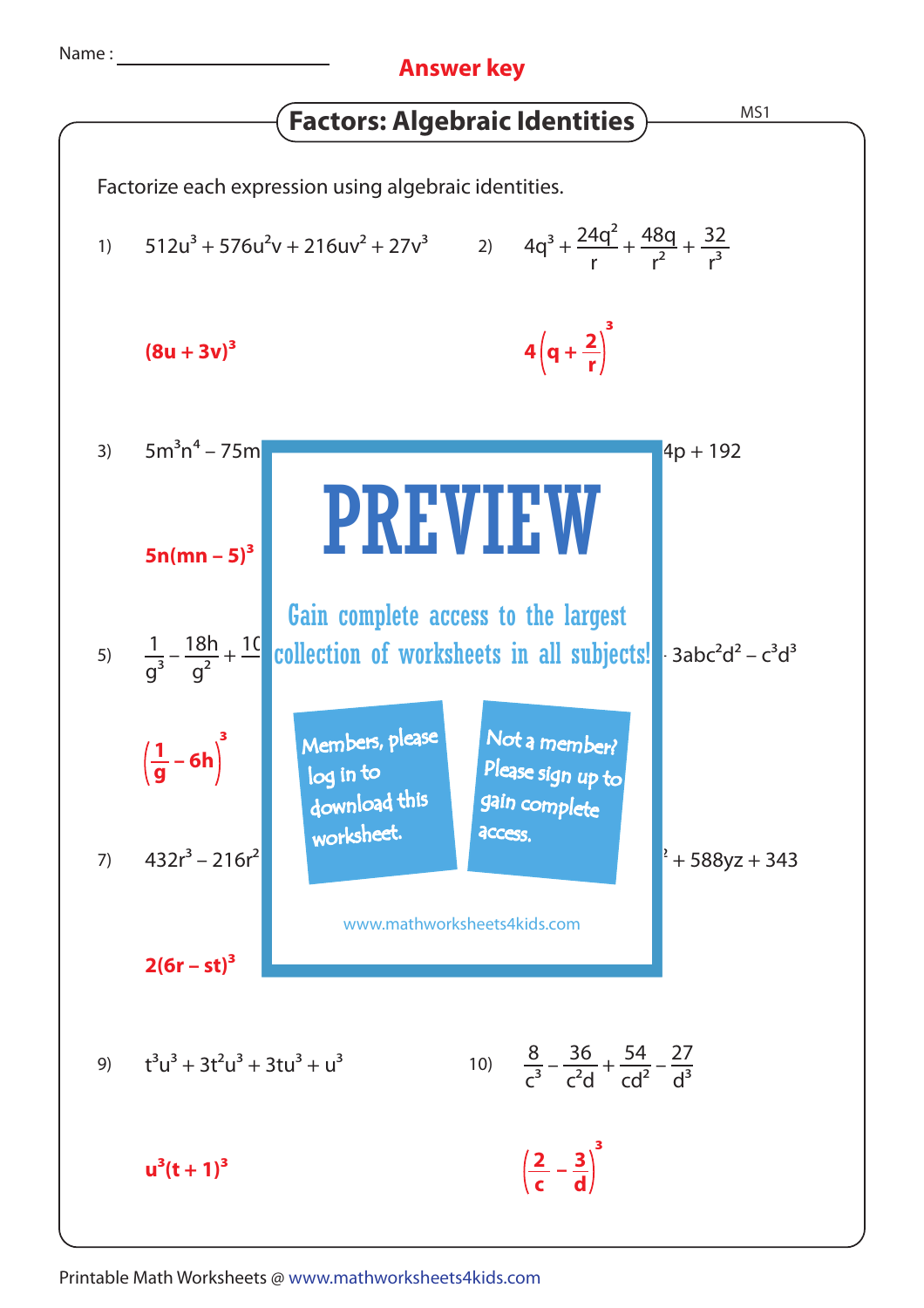Name : ____________________

**Answer key**

# Factors: Algebraic Identities

MS1

Factorize each expression using algebraic identities.

1) $512u^3 + 576u^2v + 216uv^2 + 27v^3$

$(8u + 3v)^3$

2) $4q^3 + \frac{24q^2}{r} + \frac{48q}{r^2} + \frac{32}{r^3}$

$4\left(q + \frac{2}{r}\right)^3$

3) $5m^3n^4 - 75m$

$5n(mn - 5)^3$

4p + 192

5) $\frac{1}{g^3} - \frac{18h}{g^2} + 1$

$\left(\frac{1}{g} - 6h\right)^3$

$3abc^2d^2 - c^3d^3$

7) $432r^3 - 216r^2$

$2(6r - st)^3$

$+ 588yz + 343$

PREVIEW

Gain complete access to the largest collection of worksheets in all subjects!

Members, please log in to download this worksheet.

Not a member? Please sign up to gain complete access.

www.mathworksheets4kids.com

9) $t^3u^3 + 3t^2u^3 + 3tu^3 + u^3$

$u^3(t + 1)^3$

10) $\frac{8}{c^3} - \frac{36}{c^2d} + \frac{54}{cd^2} - \frac{27}{d^3}$

$\left(\frac{2}{c} - \frac{3}{d}\right)^3$

Printable Math Worksheets @ www.mathworksheets4kids.com